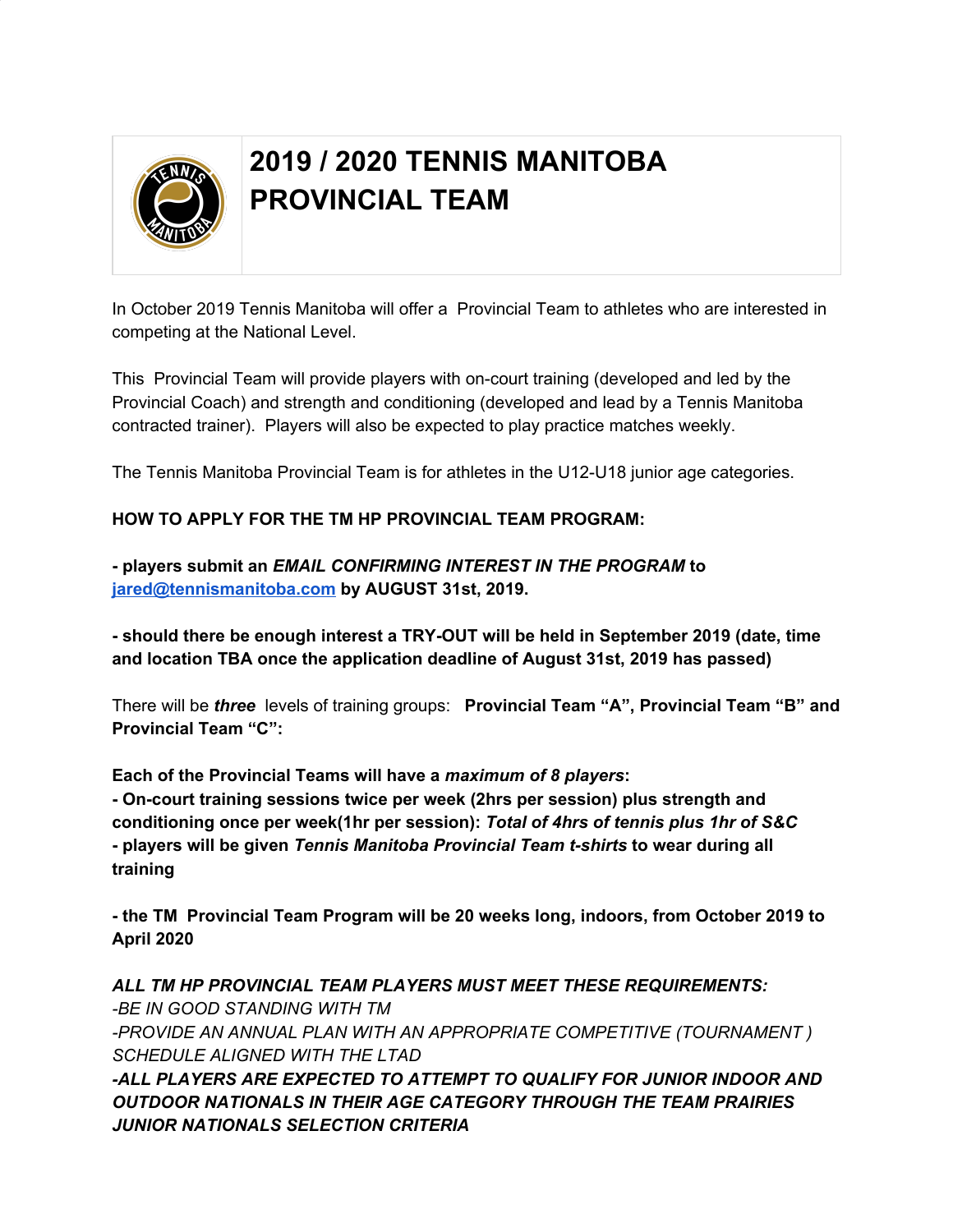# 2019 / 2020 TENNIS MANITOBA PROVINCIAL TEAM

In October 2019 Tennis Manitoba will offer a Provincial Team to athletes who are interested in competing at the National Level.

This Provincial Team will provide players with on-court training (developed and led by the Provincial Coach) and strength and conditioning (developed and lead by a Tennis Manitoba contracted trainer). Players will also be expected to play practice matches weekly.

The Tennis Manitoba Provincial Team is for athletes in the U12-U18 junior age categories.

**HOW TO APPLY FOR THE TM HP PROVINCIAL TEAM PROGRAM:**

**- players submit an *EMAIL CONFIRMING INTEREST IN THE PROGRAM* to [jared@tennismanitoba.com](mailto:jared@tennismanitoba.com) by AUGUST 31st, 2019.**

**- should there be enough interest a TRY-OUT will be held in September 2019 (date, time and location TBA once the application deadline of August 31st, 2019 has passed)**

There will be ***three*** levels of training groups: **Provincial Team "A", Provincial Team "B" and Provincial Team "C":**

**Each of the Provincial Teams will have a *maximum of 8 players*:**
**- On-court training sessions twice per week (2hrs per session) plus strength and conditioning once per week(1hr per session): *Total of 4hrs of tennis plus 1hr of S&C***
**- players will be given *Tennis Manitoba Provincial Team t-shirts* to wear during all training**

**- the TM Provincial Team Program will be 20 weeks long, indoors, from October 2019 to April 2020**

***ALL TM HP PROVINCIAL TEAM PLAYERS MUST MEET THESE REQUIREMENTS:***
*-BE IN GOOD STANDING WITH TM*
*-PROVIDE AN ANNUAL PLAN WITH AN APPROPRIATE COMPETITIVE (TOURNAMENT ) SCHEDULE ALIGNED WITH THE LTAD*
***-ALL PLAYERS ARE EXPECTED TO ATTEMPT TO QUALIFY FOR JUNIOR INDOOR AND OUTDOOR NATIONALS IN THEIR AGE CATEGORY THROUGH THE TEAM PRAIRIES JUNIOR NATIONALS SELECTION CRITERIA***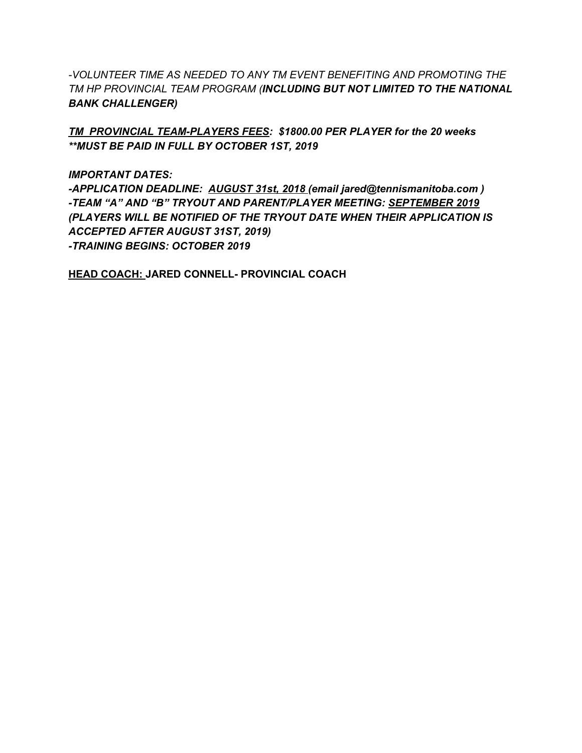*-VOLUNTEER TIME AS NEEDED TO ANY TM EVENT BENEFITING AND PROMOTING THE TM HP PROVINCIAL TEAM PROGRAM (**INCLUDING BUT NOT LIMITED TO THE NATIONAL BANK CHALLENGER)***

***<u>TM PROVINCIAL TEAM-PLAYERS FEES</u>: $1800.00 PER PLAYER for the 20 weeks***
***\*\*MUST BE PAID IN FULL BY OCTOBER 1ST, 2019***

***IMPORTANT DATES:***
***-APPLICATION DEADLINE: <u>AUGUST 31st, 2018</u> (email jared@tennismanitoba.com )***
***-TEAM "A" AND "B" TRYOUT AND PARENT/PLAYER MEETING: <u>SEPTEMBER 2019</u> (PLAYERS WILL BE NOTIFIED OF THE TRYOUT DATE WHEN THEIR APPLICATION IS ACCEPTED AFTER AUGUST 31ST, 2019)***
***-TRAINING BEGINS: OCTOBER 2019***

**<u>HEAD COACH:</u> JARED CONNELL- PROVINCIAL COACH**